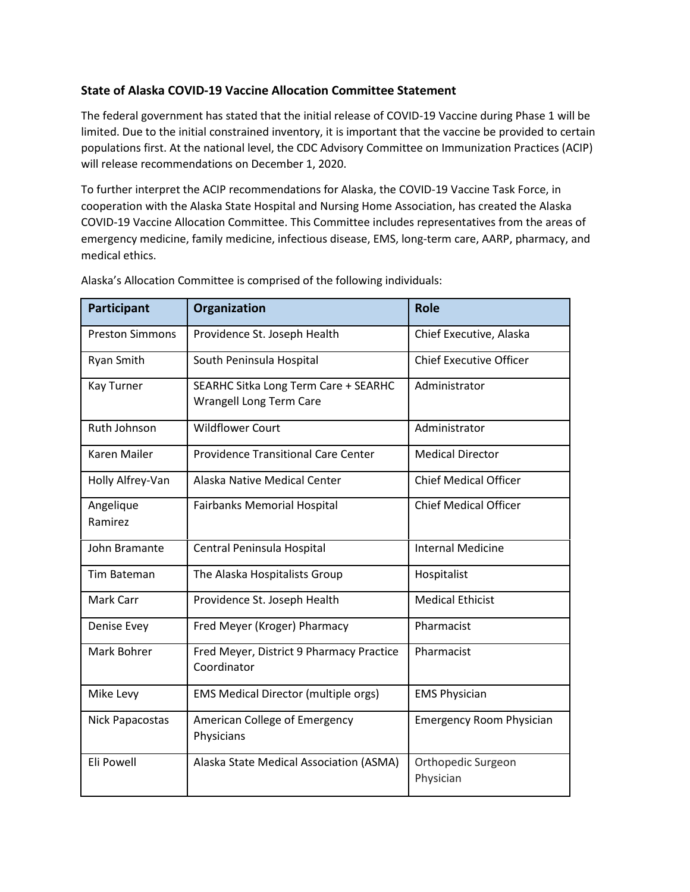### State of Alaska COVID-19 Vaccine Allocation Committee Statement

The federal government has stated that the initial release of COVID-19 Vaccine during Phase 1 will be limited. Due to the initial constrained inventory, it is important that the vaccine be provided to certain populations first. At the national level, the CDC Advisory Committee on Immunization Practices (ACIP) will release recommendations on December 1, 2020.

To further interpret the ACIP recommendations for Alaska, the COVID-19 Vaccine Task Force, in cooperation with the Alaska State Hospital and Nursing Home Association, has created the Alaska COVID-19 Vaccine Allocation Committee. This Committee includes representatives from the areas of emergency medicine, family medicine, infectious disease, EMS, long-term care, AARP, pharmacy, and medical ethics.

Alaska's Allocation Committee is comprised of the following individuals:

| Participant | Organization | Role |
| --- | --- | --- |
| Preston Simmons | Providence St. Joseph Health | Chief Executive, Alaska |
| Ryan Smith | South Peninsula Hospital | Chief Executive Officer |
| Kay Turner | SEARHC Sitka Long Term Care + SEARHC Wrangell Long Term Care | Administrator |
| Ruth Johnson | Wildflower Court | Administrator |
| Karen Mailer | Providence Transitional Care Center | Medical Director |
| Holly Alfrey-Van | Alaska Native Medical Center | Chief Medical Officer |
| Angelique Ramirez | Fairbanks Memorial Hospital | Chief Medical Officer |
| John Bramante | Central Peninsula Hospital | Internal Medicine |
| Tim Bateman | The Alaska Hospitalists Group | Hospitalist |
| Mark Carr | Providence St. Joseph Health | Medical Ethicist |
| Denise Evey | Fred Meyer (Kroger) Pharmacy | Pharmacist |
| Mark Bohrer | Fred Meyer, District 9 Pharmacy Practice Coordinator | Pharmacist |
| Mike Levy | EMS Medical Director (multiple orgs) | EMS Physician |
| Nick Papacostas | American College of Emergency Physicians | Emergency Room Physician |
| Eli Powell | Alaska State Medical Association (ASMA) | Orthopedic Surgeon Physician |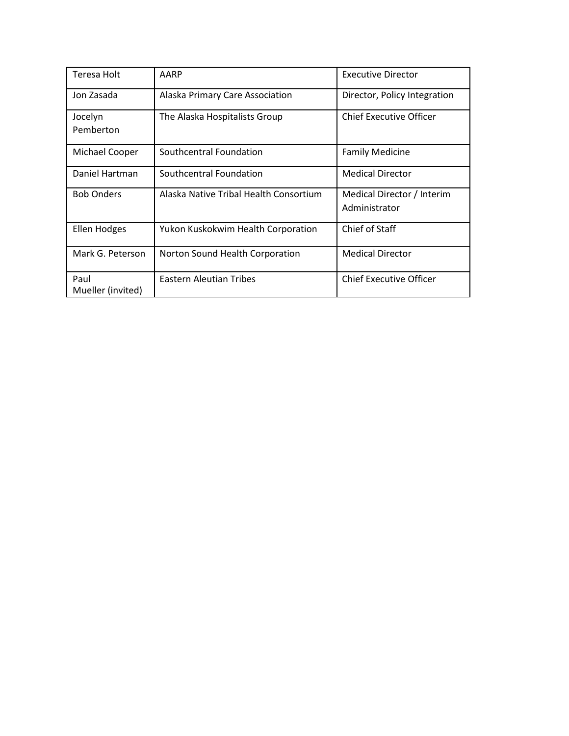| | | |
|---|---|---|
| Teresa Holt | AARP | Executive Director |
| Jon Zasada | Alaska Primary Care Association | Director, Policy Integration |
| Jocelyn Pemberton | The Alaska Hospitalists Group | Chief Executive Officer |
| Michael Cooper | Southcentral Foundation | Family Medicine |
| Daniel Hartman | Southcentral Foundation | Medical Director |
| Bob Onders | Alaska Native Tribal Health Consortium | Medical Director / Interim Administrator |
| Ellen Hodges | Yukon Kuskokwim Health Corporation | Chief of Staff |
| Mark G. Peterson | Norton Sound Health Corporation | Medical Director |
| Paul Mueller (invited) | Eastern Aleutian Tribes | Chief Executive Officer |